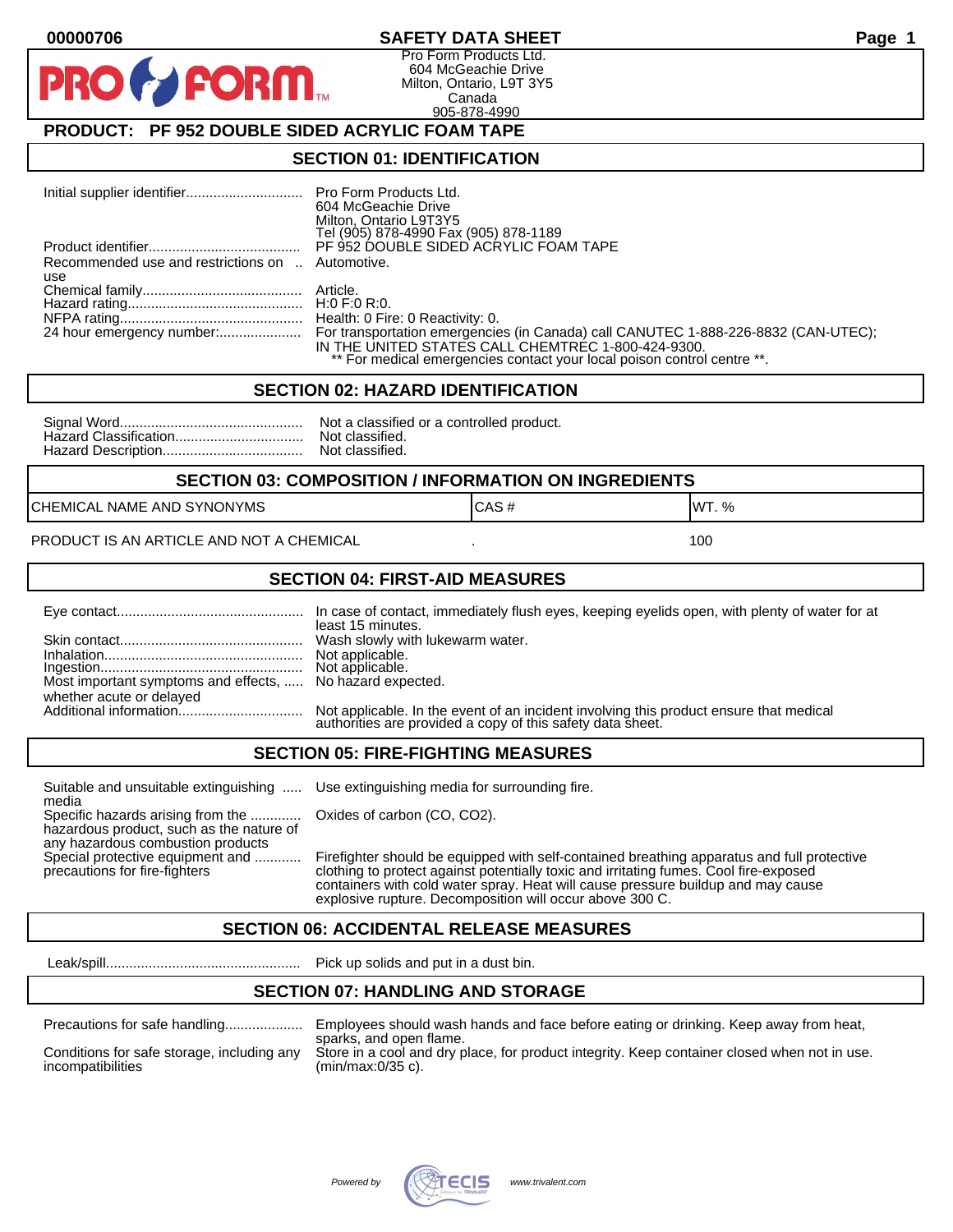**00000706** **SAFETY DATA SHEET**

Pro Form Products Ltd.
604 McGeachie Drive
Milton, Ontario, L9T 3Y5
Canada
905-878-4990

## PRODUCT: PF 952 DOUBLE SIDED ACRYLIC FOAM TAPE

## SECTION 01: IDENTIFICATION

Initial supplier identifier: Pro Form Products Ltd.
604 McGeachie Drive
Milton, Ontario L9T3Y5
Tel (905) 878-4990 Fax (905) 878-1189

Product identifier: PF 952 DOUBLE SIDED ACRYLIC FOAM TAPE

Recommended use and restrictions on use: Automotive.

Chemical family: Article.

Hazard rating: H:0 F:0 R:0.

NFPA rating: Health: 0 Fire: 0 Reactivity: 0.

24 hour emergency number: For transportation emergencies (in Canada) call CANUTEC 1-888-226-8832 (CAN-UTEC); IN THE UNITED STATES CALL CHEMTREC 1-800-424-9300.
** For medical emergencies contact your local poison control centre **.

## SECTION 02: HAZARD IDENTIFICATION

Signal Word: Not a classified or a controlled product.

Hazard Classification: Not classified.

Hazard Description: Not classified.

## SECTION 03: COMPOSITION / INFORMATION ON INGREDIENTS

| CHEMICAL NAME AND SYNONYMS | CAS # | WT. % |
|---|---|---|
| PRODUCT IS AN ARTICLE AND NOT A CHEMICAL | . | 100 |

## SECTION 04: FIRST-AID MEASURES

Eye contact: In case of contact, immediately flush eyes, keeping eyelids open, with plenty of water for at least 15 minutes.

Skin contact: Wash slowly with lukewarm water.

Inhalation: Not applicable.

Ingestion: Not applicable.

Most important symptoms and effects, whether acute or delayed: No hazard expected.

Additional information: Not applicable. In the event of an incident involving this product ensure that medical authorities are provided a copy of this safety data sheet.

## SECTION 05: FIRE-FIGHTING MEASURES

Suitable and unsuitable extinguishing media: Use extinguishing media for surrounding fire.

Specific hazards arising from the hazardous product, such as the nature of any hazardous combustion products: Oxides of carbon (CO, CO2).

Special protective equipment and precautions for fire-fighters: Firefighter should be equipped with self-contained breathing apparatus and full protective clothing to protect against potentially toxic and irritating fumes. Cool fire-exposed containers with cold water spray. Heat will cause pressure buildup and may cause explosive rupture. Decomposition will occur above 300 C.

## SECTION 06: ACCIDENTAL RELEASE MEASURES

Leak/spill: Pick up solids and put in a dust bin.

## SECTION 07: HANDLING AND STORAGE

Precautions for safe handling: Employees should wash hands and face before eating or drinking. Keep away from heat, sparks, and open flame.

Conditions for safe storage, including any incompatibilities: Store in a cool and dry place, for product integrity. Keep container closed when not in use. (min/max:0/35 c).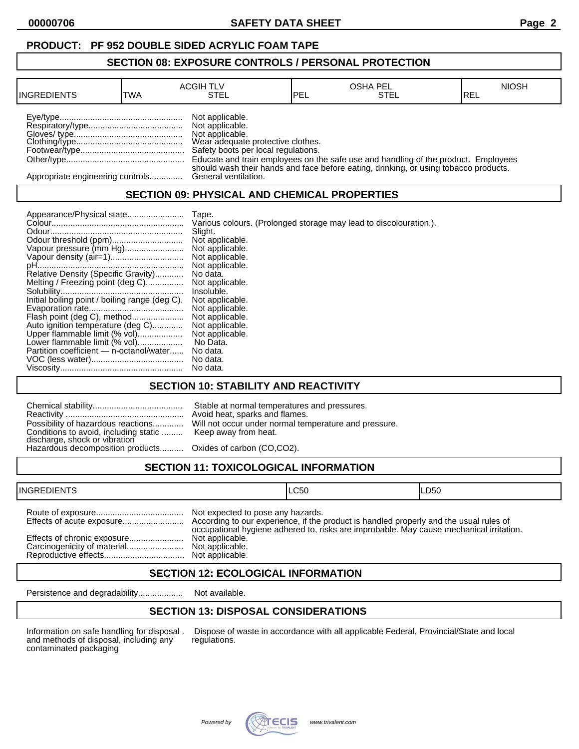**PRODUCT: PF 952 DOUBLE SIDED ACRYLIC FOAM TAPE**

## SECTION 08: EXPOSURE CONTROLS / PERSONAL PROTECTION

| INGREDIENTS | ACGIH TLV | | OSHA PEL | | NIOSH |
|---|---|---|---|---|---|
| | TWA | STEL | PEL | STEL | REL |

| | |
|---|---|
| Eye/type | Not applicable. |
| Respiratory/type | Not applicable. |
| Gloves/ type | Not applicable. |
| Clothing/type | Wear adequate protective clothes. |
| Footwear/type | Safety boots per local regulations. |
| Other/type | Educate and train employees on the safe use and handling of the product. Employees should wash their hands and face before eating, drinking, or using tobacco products. |
| Appropriate engineering controls | General ventilation. |

## SECTION 09: PHYSICAL AND CHEMICAL PROPERTIES

| | |
|---|---|
| Appearance/Physical state | Tape. |
| Colour | Various colours. (Prolonged storage may lead to discolouration.). |
| Odour | Slight. |
| Odour threshold (ppm) | Not applicable. |
| Vapour pressure (mm Hg) | Not applicable. |
| Vapour density (air=1) | Not applicable. |
| pH | Not applicable. |
| Relative Density (Specific Gravity) | No data. |
| Melting / Freezing point (deg C) | Not applicable. |
| Solubility | Insoluble. |
| Initial boiling point / boiling range (deg C). | Not applicable. |
| Evaporation rate | Not applicable. |
| Flash point (deg C), method | Not applicable. |
| Auto ignition temperature (deg C) | Not applicable. |
| Upper flammable limit (% vol) | Not applicable. |
| Lower flammable limit (% vol) | No Data. |
| Partition coefficient — n-octanol/water | No data. |
| VOC (less water) | No data. |
| Viscosity | No data. |

## SECTION 10: STABILITY AND REACTIVITY

| | |
|---|---|
| Chemical stability | Stable at normal temperatures and pressures. |
| Reactivity | Avoid heat, sparks and flames. |
| Possibility of hazardous reactions | Will not occur under normal temperature and pressure. |
| Conditions to avoid, including static discharge, shock or vibration | Keep away from heat. |
| Hazardous decomposition products | Oxides of carbon ($CO$,$CO_2$). |

## SECTION 11: TOXICOLOGICAL INFORMATION

| INGREDIENTS | LC50 | LD50 |
|---|---|---|

| | |
|---|---|
| Route of exposure | Not expected to pose any hazards. |
| Effects of acute exposure | According to our experience, if the product is handled properly and the usual rules of occupational hygiene adhered to, risks are improbable. May cause mechanical irritation. |
| Effects of chronic exposure | Not applicable. |
| Carcinogenicity of material | Not applicable. |
| Reproductive effects | Not applicable. |

## SECTION 12: ECOLOGICAL INFORMATION

| | |
|---|---|
| Persistence and degradability | Not available. |

## SECTION 13: DISPOSAL CONSIDERATIONS

| | |
|---|---|
| Information on safe handling for disposal and methods of disposal, including any contaminated packaging | Dispose of waste in accordance with all applicable Federal, Provincial/State and local regulations. |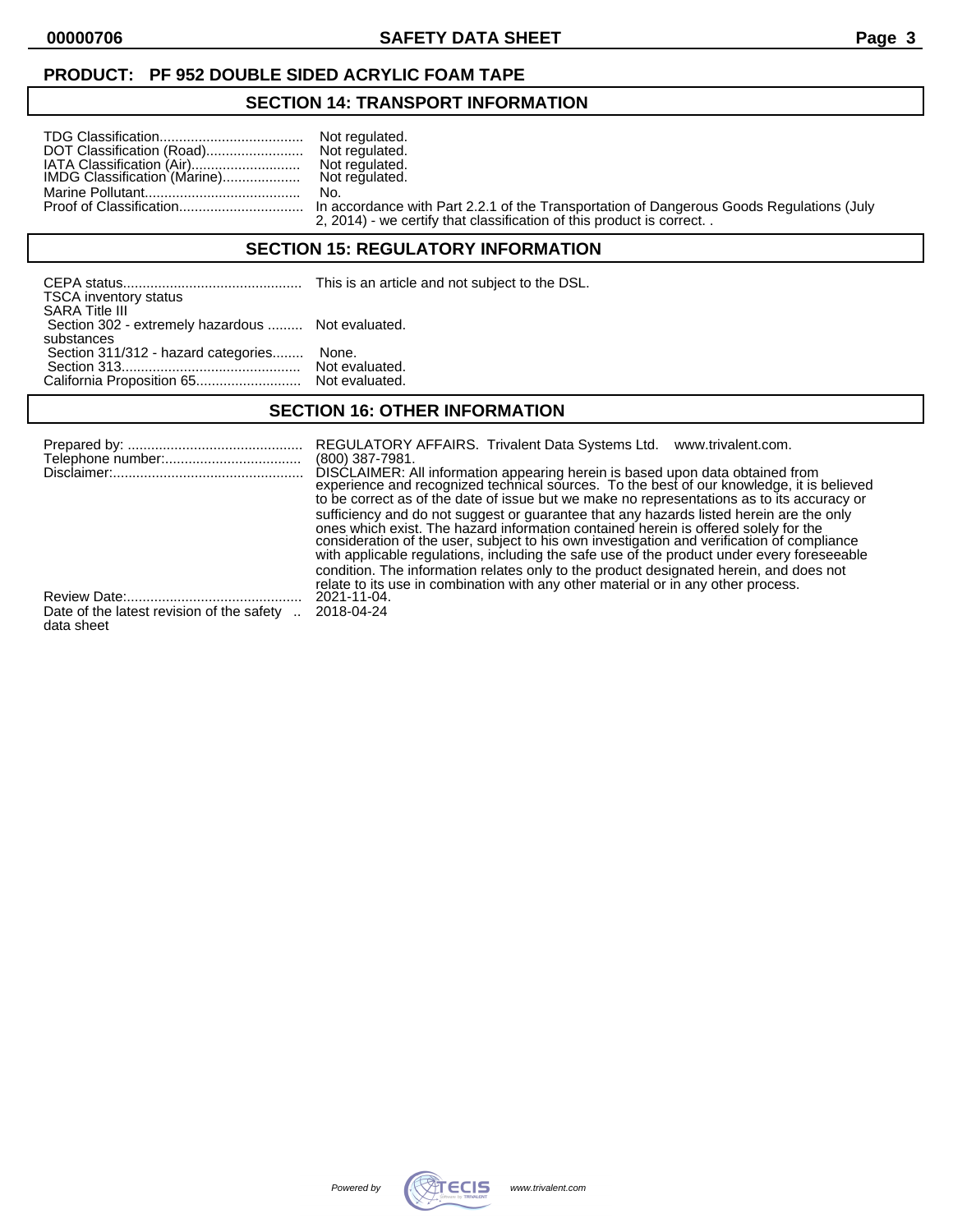## PRODUCT: PF 952 DOUBLE SIDED ACRYLIC FOAM TAPE

### SECTION 14: TRANSPORT INFORMATION

| | |
|---|---|
| TDG Classification | Not regulated. |
| DOT Classification (Road) | Not regulated. |
| IATA Classification (Air) | Not regulated. |
| IMDG Classification (Marine) | Not regulated. |
| Marine Pollutant | No. |
| Proof of Classification | In accordance with Part 2.2.1 of the Transportation of Dangerous Goods Regulations (July 2, 2014) - we certify that classification of this product is correct. . |

### SECTION 15: REGULATORY INFORMATION

| | |
|---|---|
| CEPA status | This is an article and not subject to the DSL. |
| TSCA inventory status | |
| SARA Title III | |
| Section 302 - extremely hazardous substances | Not evaluated. |
| Section 311/312 - hazard categories | None. |
| Section 313 | Not evaluated. |
| California Proposition 65 | Not evaluated. |

### SECTION 16: OTHER INFORMATION

| | |
|---|---|
| Prepared by: | REGULATORY AFFAIRS. Trivalent Data Systems Ltd. www.trivalent.com. |
| Telephone number: | (800) 387-7981. |
| Disclaimer: | DISCLAIMER: All information appearing herein is based upon data obtained from experience and recognized technical sources. To the best of our knowledge, it is believed to be correct as of the date of issue but we make no representations as to its accuracy or sufficiency and do not suggest or guarantee that any hazards listed herein are the only ones which exist. The hazard information contained herein is offered solely for the consideration of the user, subject to his own investigation and verification of compliance with applicable regulations, including the safe use of the product under every foreseeable condition. The information relates only to the product designated herein, and does not relate to its use in combination with any other material or in any other process. |
| Review Date: | 2021-11-04. |
| Date of the latest revision of the safety data sheet | 2018-04-24 |